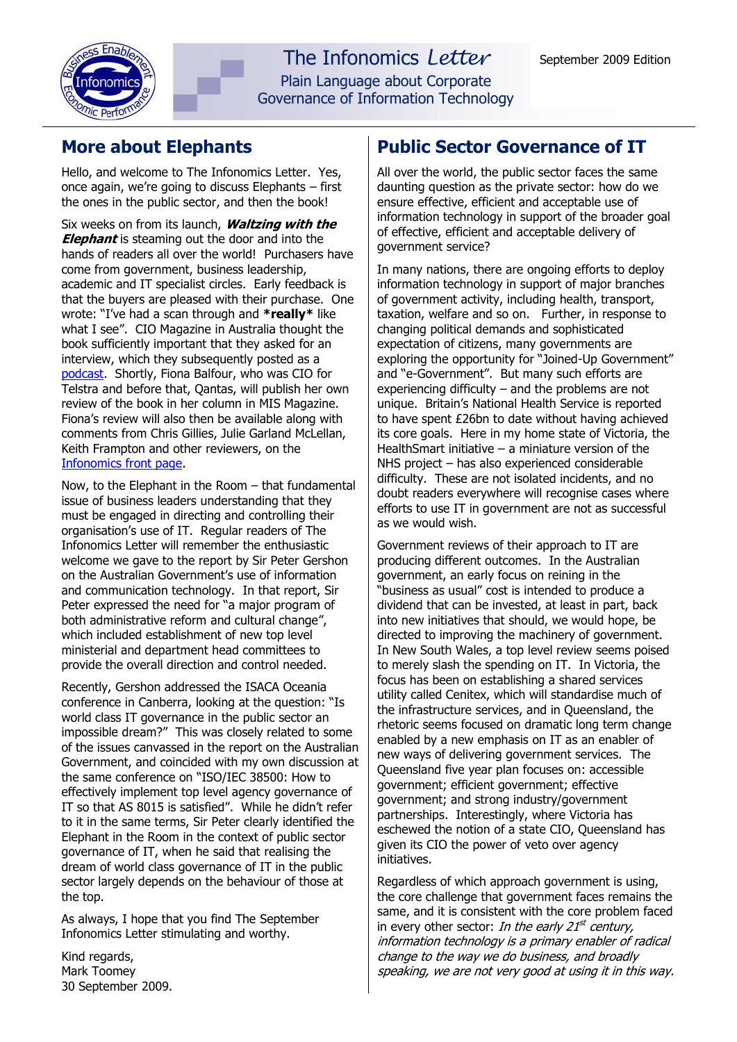# The Infonomics *Letter*

Plain Language about Corporate Governance of Information Technology

September 2009 Edition

## More about Elephants

Hello, and welcome to The Infonomics Letter. Yes, once again, we're going to discuss Elephants – first the ones in the public sector, and then the book!

Six weeks on from its launch, ***Waltzing with the Elephant*** is steaming out the door and into the hands of readers all over the world! Purchasers have come from government, business leadership, academic and IT specialist circles. Early feedback is that the buyers are pleased with their purchase. One wrote: "I've had a scan through and ***really*** like what I see". CIO Magazine in Australia thought the book sufficiently important that they asked for an interview, which they subsequently posted as a podcast. Shortly, Fiona Balfour, who was CIO for Telstra and before that, Qantas, will publish her own review of the book in her column in MIS Magazine. Fiona's review will also then be available along with comments from Chris Gillies, Julie Garland McLellan, Keith Frampton and other reviewers, on the Infonomics front page.

Now, to the Elephant in the Room – that fundamental issue of business leaders understanding that they must be engaged in directing and controlling their organisation's use of IT. Regular readers of The Infonomics Letter will remember the enthusiastic welcome we gave to the report by Sir Peter Gershon on the Australian Government's use of information and communication technology. In that report, Sir Peter expressed the need for "a major program of both administrative reform and cultural change", which included establishment of new top level ministerial and department head committees to provide the overall direction and control needed.

Recently, Gershon addressed the ISACA Oceania conference in Canberra, looking at the question: "Is world class IT governance in the public sector an impossible dream?" This was closely related to some of the issues canvassed in the report on the Australian Government, and coincided with my own discussion at the same conference on "ISO/IEC 38500: How to effectively implement top level agency governance of IT so that AS 8015 is satisfied". While he didn't refer to it in the same terms, Sir Peter clearly identified the Elephant in the Room in the context of public sector governance of IT, when he said that realising the dream of world class governance of IT in the public sector largely depends on the behaviour of those at the top.

As always, I hope that you find The September Infonomics Letter stimulating and worthy.

Kind regards,
Mark Toomey
30 September 2009.

## Public Sector Governance of IT

All over the world, the public sector faces the same daunting question as the private sector: how do we ensure effective, efficient and acceptable use of information technology in support of the broader goal of effective, efficient and acceptable delivery of government service?

In many nations, there are ongoing efforts to deploy information technology in support of major branches of government activity, including health, transport, taxation, welfare and so on. Further, in response to changing political demands and sophisticated expectation of citizens, many governments are exploring the opportunity for "Joined-Up Government" and "e-Government". But many such efforts are experiencing difficulty – and the problems are not unique. Britain's National Health Service is reported to have spent £26bn to date without having achieved its core goals. Here in my home state of Victoria, the HealthSmart initiative – a miniature version of the NHS project – has also experienced considerable difficulty. These are not isolated incidents, and no doubt readers everywhere will recognise cases where efforts to use IT in government are not as successful as we would wish.

Government reviews of their approach to IT are producing different outcomes. In the Australian government, an early focus on reining in the "business as usual" cost is intended to produce a dividend that can be invested, at least in part, back into new initiatives that should, we would hope, be directed to improving the machinery of government. In New South Wales, a top level review seems poised to merely slash the spending on IT. In Victoria, the focus has been on establishing a shared services utility called Cenitex, which will standardise much of the infrastructure services, and in Queensland, the rhetoric seems focused on dramatic long term change enabled by a new emphasis on IT as an enabler of new ways of delivering government services. The Queensland five year plan focuses on: accessible government; efficient government; effective government; and strong industry/government partnerships. Interestingly, where Victoria has eschewed the notion of a state CIO, Queensland has given its CIO the power of veto over agency initiatives.

Regardless of which approach government is using, the core challenge that government faces remains the same, and it is consistent with the core problem faced in every other sector: *In the early 21st century, information technology is a primary enabler of radical change to the way we do business, and broadly speaking, we are not very good at using it in this way.*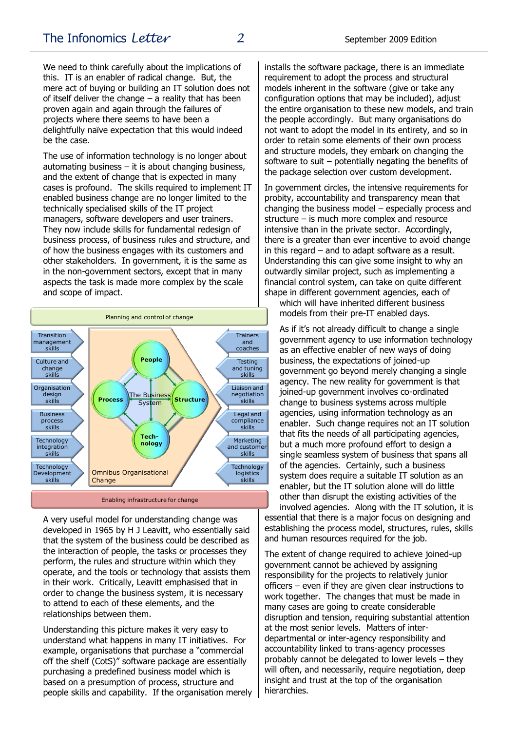We need to think carefully about the implications of this. IT is an enabler of radical change. But, the mere act of buying or building an IT solution does not of itself deliver the change – a reality that has been proven again and again through the failures of projects where there seems to have been a delightfully naïve expectation that this would indeed be the case.

The use of information technology is no longer about automating business – it is about changing business, and the extent of change that is expected in many cases is profound. The skills required to implement IT enabled business change are no longer limited to the technically specialised skills of the IT project managers, software developers and user trainers. They now include skills for fundamental redesign of business process, of business rules and structure, and of how the business engages with its customers and other stakeholders. In government, it is the same as in the non-government sectors, except that in many aspects the task is made more complex by the scale and scope of impact.

Planning and control of change

Transition management skills | Culture and change skills | Organisation design skills | Business process skills | Technology integration skills | Technology Development skills

People | Process | The Business System | Structure | Tech-nology

Omnibus Organisational Change

Trainers and coaches | Testing and tuning skills | Liaison and negotiation skills | Legal and compliance skills | Marketing and customer skills | Technology logistics skills

Enabling infrastructure for change

A very useful model for understanding change was developed in 1965 by H J Leavitt, who essentially said that the system of the business could be described as the interaction of people, the tasks or processes they perform, the rules and structure within which they operate, and the tools or technology that assists them in their work. Critically, Leavitt emphasised that in order to change the business system, it is necessary to attend to each of these elements, and the relationships between them.

Understanding this picture makes it very easy to understand what happens in many IT initiatives. For example, organisations that purchase a "commercial off the shelf (CotS)" software package are essentially purchasing a predefined business model which is based on a presumption of process, structure and people skills and capability. If the organisation merely installs the software package, there is an immediate requirement to adopt the process and structural models inherent in the software (give or take any configuration options that may be included), adjust the entire organisation to these new models, and train the people accordingly. But many organisations do not want to adopt the model in its entirety, and so in order to retain some elements of their own process and structure models, they embark on changing the software to suit – potentially negating the benefits of the package selection over custom development.

In government circles, the intensive requirements for probity, accountability and transparency mean that changing the business model – especially process and structure – is much more complex and resource intensive than in the private sector. Accordingly, there is a greater than ever incentive to avoid change in this regard – and to adapt software as a result. Understanding this can give some insight to why an outwardly similar project, such as implementing a financial control system, can take on quite different shape in different government agencies, each of which will have inherited different business models from their pre-IT enabled days.

As if it's not already difficult to change a single government agency to use information technology as an effective enabler of new ways of doing business, the expectations of joined-up government go beyond merely changing a single agency. The new reality for government is that joined-up government involves co-ordinated change to business systems across multiple agencies, using information technology as an enabler. Such change requires not an IT solution that fits the needs of all participating agencies, but a much more profound effort to design a single seamless system of business that spans all of the agencies. Certainly, such a business system does require a suitable IT solution as an enabler, but the IT solution alone will do little other than disrupt the existing activities of the involved agencies. Along with the IT solution, it is essential that there is a major focus on designing and establishing the process model, structures, rules, skills and human resources required for the job.

The extent of change required to achieve joined-up government cannot be achieved by assigning responsibility for the projects to relatively junior officers – even if they are given clear instructions to work together. The changes that must be made in many cases are going to create considerable disruption and tension, requiring substantial attention at the most senior levels. Matters of inter-departmental or inter-agency responsibility and accountability linked to trans-agency processes probably cannot be delegated to lower levels – they will often, and necessarily, require negotiation, deep insight and trust at the top of the organisation hierarchies.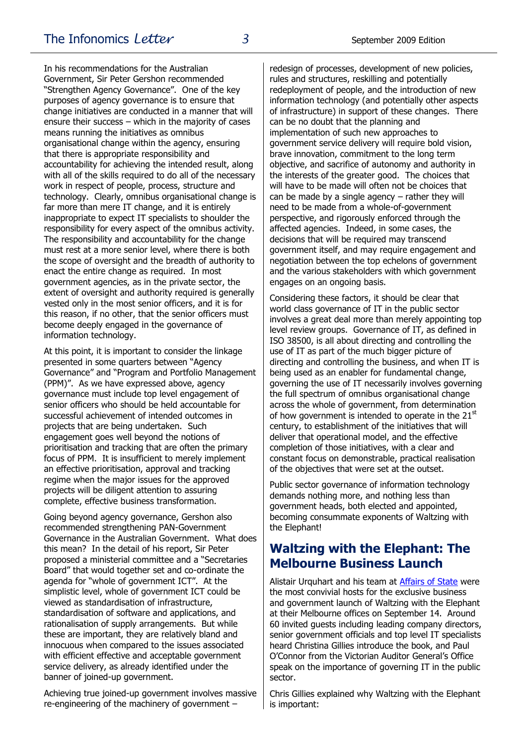In his recommendations for the Australian Government, Sir Peter Gershon recommended "Strengthen Agency Governance". One of the key purposes of agency governance is to ensure that change initiatives are conducted in a manner that will ensure their success – which in the majority of cases means running the initiatives as omnibus organisational change within the agency, ensuring that there is appropriate responsibility and accountability for achieving the intended result, along with all of the skills required to do all of the necessary work in respect of people, process, structure and technology. Clearly, omnibus organisational change is far more than mere IT change, and it is entirely inappropriate to expect IT specialists to shoulder the responsibility for every aspect of the omnibus activity. The responsibility and accountability for the change must rest at a more senior level, where there is both the scope of oversight and the breadth of authority to enact the entire change as required. In most government agencies, as in the private sector, the extent of oversight and authority required is generally vested only in the most senior officers, and it is for this reason, if no other, that the senior officers must become deeply engaged in the governance of information technology.

At this point, it is important to consider the linkage presented in some quarters between "Agency Governance" and "Program and Portfolio Management (PPM)". As we have expressed above, agency governance must include top level engagement of senior officers who should be held accountable for successful achievement of intended outcomes in projects that are being undertaken. Such engagement goes well beyond the notions of prioritisation and tracking that are often the primary focus of PPM. It is insufficient to merely implement an effective prioritisation, approval and tracking regime when the major issues for the approved projects will be diligent attention to assuring complete, effective business transformation.

Going beyond agency governance, Gershon also recommended strengthening PAN-Government Governance in the Australian Government. What does this mean? In the detail of his report, Sir Peter proposed a ministerial committee and a "Secretaries Board" that would together set and co-ordinate the agenda for "whole of government ICT". At the simplistic level, whole of government ICT could be viewed as standardisation of infrastructure, standardisation of software and applications, and rationalisation of supply arrangements. But while these are important, they are relatively bland and innocuous when compared to the issues associated with efficient effective and acceptable government service delivery, as already identified under the banner of joined-up government.

Achieving true joined-up government involves massive re-engineering of the machinery of government – redesign of processes, development of new policies, rules and structures, reskilling and potentially redeployment of people, and the introduction of new information technology (and potentially other aspects of infrastructure) in support of these changes. There can be no doubt that the planning and implementation of such new approaches to government service delivery will require bold vision, brave innovation, commitment to the long term objective, and sacrifice of autonomy and authority in the interests of the greater good. The choices that will have to be made will often not be choices that can be made by a single agency – rather they will need to be made from a whole-of-government perspective, and rigorously enforced through the affected agencies. Indeed, in some cases, the decisions that will be required may transcend government itself, and may require engagement and negotiation between the top echelons of government and the various stakeholders with which government engages on an ongoing basis.

Considering these factors, it should be clear that world class governance of IT in the public sector involves a great deal more than merely appointing top level review groups. Governance of IT, as defined in ISO 38500, is all about directing and controlling the use of IT as part of the much bigger picture of directing and controlling the business, and when IT is being used as an enabler for fundamental change, governing the use of IT necessarily involves governing the full spectrum of omnibus organisational change across the whole of government, from determination of how government is intended to operate in the 21st century, to establishment of the initiatives that will deliver that operational model, and the effective completion of those initiatives, with a clear and constant focus on demonstrable, practical realisation of the objectives that were set at the outset.

Public sector governance of information technology demands nothing more, and nothing less than government heads, both elected and appointed, becoming consummate exponents of Waltzing with the Elephant!

## Waltzing with the Elephant: The Melbourne Business Launch

Alistair Urquhart and his team at Affairs of State were the most convivial hosts for the exclusive business and government launch of Waltzing with the Elephant at their Melbourne offices on September 14. Around 60 invited guests including leading company directors, senior government officials and top level IT specialists heard Christina Gillies introduce the book, and Paul O'Connor from the Victorian Auditor General's Office speak on the importance of governing IT in the public sector.

Chris Gillies explained why Waltzing with the Elephant is important: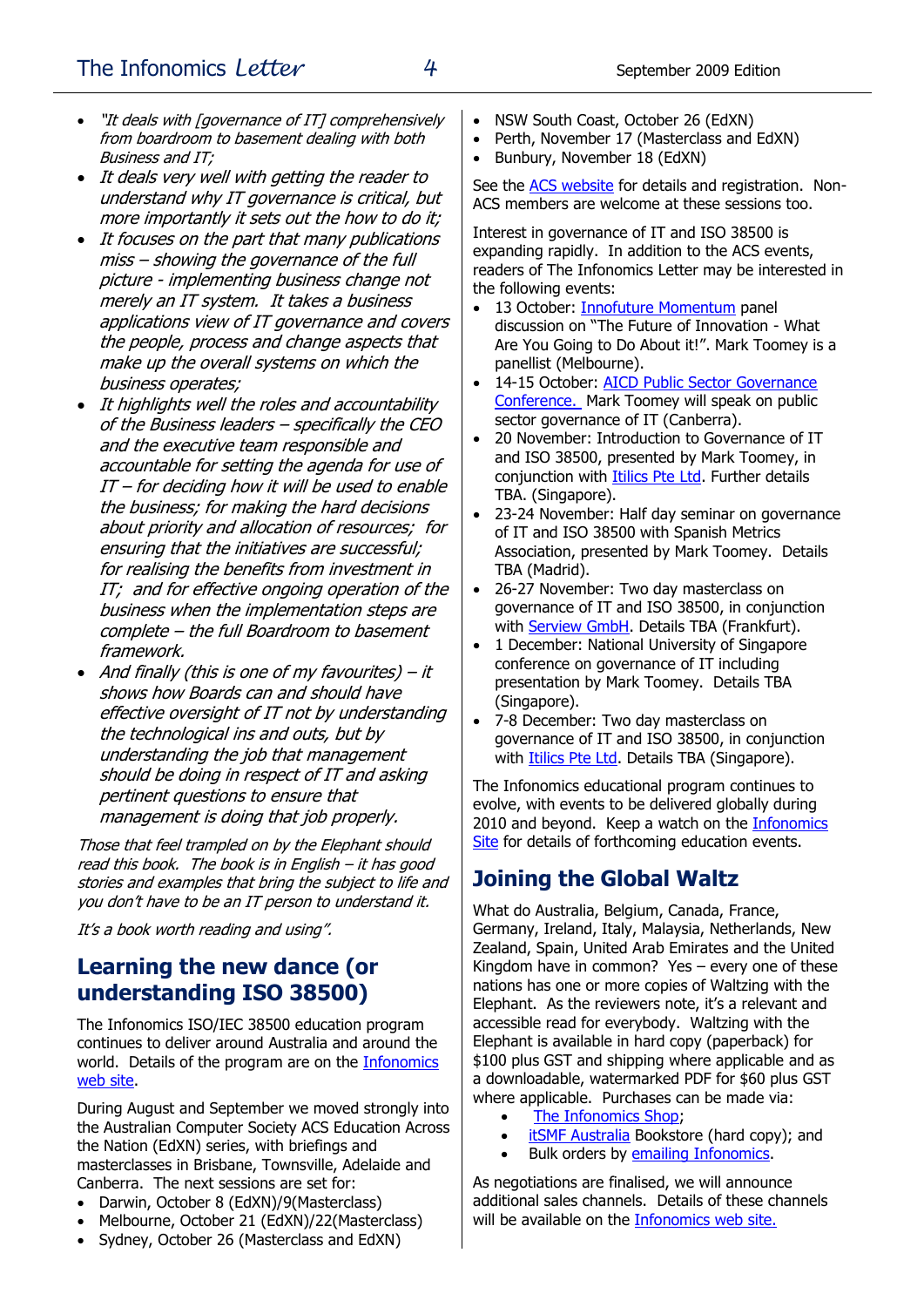- *"It deals with [governance of IT] comprehensively from boardroom to basement dealing with both Business and IT;*
- *It deals very well with getting the reader to understand why IT governance is critical, but more importantly it sets out the how to do it;*
- *It focuses on the part that many publications miss – showing the governance of the full picture - implementing business change not merely an IT system. It takes a business applications view of IT governance and covers the people, process and change aspects that make up the overall systems on which the business operates;*
- *It highlights well the roles and accountability of the Business leaders – specifically the CEO and the executive team responsible and accountable for setting the agenda for use of IT – for deciding how it will be used to enable the business; for making the hard decisions about priority and allocation of resources; for ensuring that the initiatives are successful; for realising the benefits from investment in IT; and for effective ongoing operation of the business when the implementation steps are complete – the full Boardroom to basement framework.*
- *And finally (this is one of my favourites) – it shows how Boards can and should have effective oversight of IT not by understanding the technological ins and outs, but by understanding the job that management should be doing in respect of IT and asking pertinent questions to ensure that management is doing that job properly.*

*Those that feel trampled on by the Elephant should read this book. The book is in English – it has good stories and examples that bring the subject to life and you don't have to be an IT person to understand it.*

*It's a book worth reading and using".*

## Learning the new dance (or understanding ISO 38500)

The Infonomics ISO/IEC 38500 education program continues to deliver around Australia and around the world. Details of the program are on the Infonomics web site.

During August and September we moved strongly into the Australian Computer Society ACS Education Across the Nation (EdXN) series, with briefings and masterclasses in Brisbane, Townsville, Adelaide and Canberra. The next sessions are set for:

- Darwin, October 8 (EdXN)/9(Masterclass)
- Melbourne, October 21 (EdXN)/22(Masterclass)
- Sydney, October 26 (Masterclass and EdXN)
- NSW South Coast, October 26 (EdXN)
- Perth, November 17 (Masterclass and EdXN)
- Bunbury, November 18 (EdXN)

See the ACS website for details and registration. Non-ACS members are welcome at these sessions too.

Interest in governance of IT and ISO 38500 is expanding rapidly. In addition to the ACS events, readers of The Infonomics Letter may be interested in the following events:

- 13 October: Innofuture Momentum panel discussion on "The Future of Innovation - What Are You Going to Do About it!". Mark Toomey is a panellist (Melbourne).
- 14-15 October: AICD Public Sector Governance Conference. Mark Toomey will speak on public sector governance of IT (Canberra).
- 20 November: Introduction to Governance of IT and ISO 38500, presented by Mark Toomey, in conjunction with Itilics Pte Ltd. Further details TBA. (Singapore).
- 23-24 November: Half day seminar on governance of IT and ISO 38500 with Spanish Metrics Association, presented by Mark Toomey. Details TBA (Madrid).
- 26-27 November: Two day masterclass on governance of IT and ISO 38500, in conjunction with Serview GmbH. Details TBA (Frankfurt).
- 1 December: National University of Singapore conference on governance of IT including presentation by Mark Toomey. Details TBA (Singapore).
- 7-8 December: Two day masterclass on governance of IT and ISO 38500, in conjunction with Itilics Pte Ltd. Details TBA (Singapore).

The Infonomics educational program continues to evolve, with events to be delivered globally during 2010 and beyond. Keep a watch on the Infonomics Site for details of forthcoming education events.

## Joining the Global Waltz

What do Australia, Belgium, Canada, France, Germany, Ireland, Italy, Malaysia, Netherlands, New Zealand, Spain, United Arab Emirates and the United Kingdom have in common? Yes – every one of these nations has one or more copies of Waltzing with the Elephant. As the reviewers note, it's a relevant and accessible read for everybody. Waltzing with the Elephant is available in hard copy (paperback) for $100 plus GST and shipping where applicable and as a downloadable, watermarked PDF for $60 plus GST where applicable. Purchases can be made via:

- The Infonomics Shop;
- itSMF Australia Bookstore (hard copy); and
- Bulk orders by emailing Infonomics.

As negotiations are finalised, we will announce additional sales channels. Details of these channels will be available on the Infonomics web site.